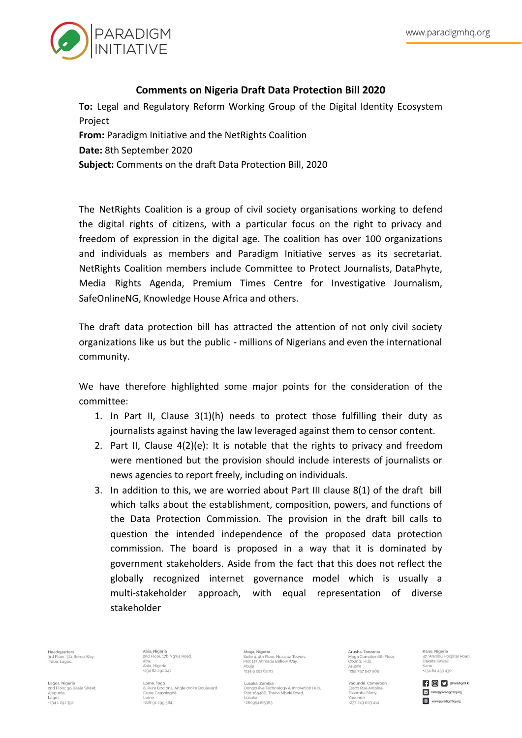## Comments on Nigeria Draft Data Protection Bill 2020

**To:** Legal and Regulatory Reform Working Group of the Digital Identity Ecosystem Project
**From:** Paradigm Initiative and the NetRights Coalition
**Date:** 8th September 2020
**Subject:** Comments on the draft Data Protection Bill, 2020

The NetRights Coalition is a group of civil society organisations working to defend the digital rights of citizens, with a particular focus on the right to privacy and freedom of expression in the digital age. The coalition has over 100 organizations and individuals as members and Paradigm Initiative serves as its secretariat. NetRights Coalition members include Committee to Protect Journalists, DataPhyte, Media Rights Agenda, Premium Times Centre for Investigative Journalism, SafeOnlineNG, Knowledge House Africa and others.

The draft data protection bill has attracted the attention of not only civil society organizations like us but the public - millions of Nigerians and even the international community.

We have therefore highlighted some major points for the consideration of the committee:

1. In Part II, Clause 3(1)(h) needs to protect those fulfilling their duty as journalists against having the law leveraged against them to censor content.
2. Part II, Clause 4(2)(e): It is notable that the rights to privacy and freedom were mentioned but the provision should include interests of journalists or news agencies to report freely, including on individuals.
3. In addition to this, we are worried about Part III clause 8(1) of the draft bill which talks about the establishment, composition, powers, and functions of the Data Protection Commission. The provision in the draft bill calls to question the intended independence of the proposed data protection commission. The board is proposed in a way that it is dominated by government stakeholders. Aside from the fact that this does not reflect the globally recognized internet governance model which is usually a multi-stakeholder approach, with equal representation of diverse stakeholder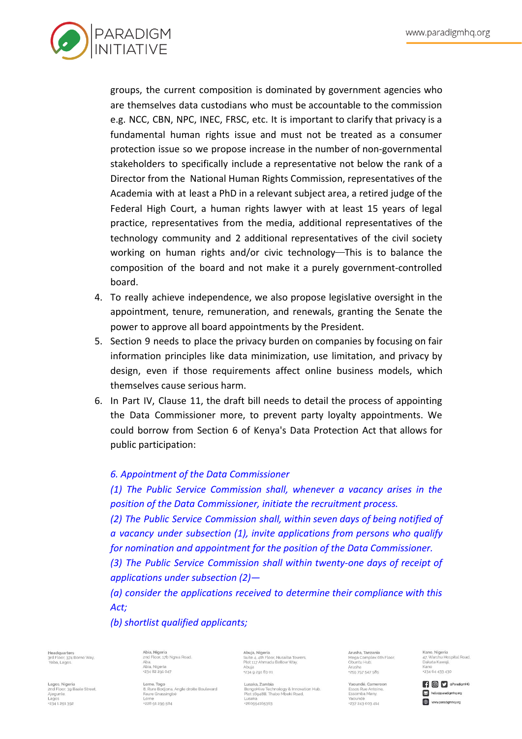groups, the current composition is dominated by government agencies who are themselves data custodians who must be accountable to the commission e.g. NCC, CBN, NPC, INEC, FRSC, etc. It is important to clarify that privacy is a fundamental human rights issue and must not be treated as a consumer protection issue so we propose increase in the number of non-governmental stakeholders to specifically include a representative not below the rank of a Director from the National Human Rights Commission, representatives of the Academia with at least a PhD in a relevant subject area, a retired judge of the Federal High Court, a human rights lawyer with at least 15 years of legal practice, representatives from the media, additional representatives of the technology community and 2 additional representatives of the civil society working on human rights and/or civic technology—This is to balance the composition of the board and not make it a purely government-controlled board.

4. To really achieve independence, we also propose legislative oversight in the appointment, tenure, remuneration, and renewals, granting the Senate the power to approve all board appointments by the President.
5. Section 9 needs to place the privacy burden on companies by focusing on fair information principles like data minimization, use limitation, and privacy by design, even if those requirements affect online business models, which themselves cause serious harm.
6. In Part IV, Clause 11, the draft bill needs to detail the process of appointing the Data Commissioner more, to prevent party loyalty appointments. We could borrow from Section 6 of Kenya's Data Protection Act that allows for public participation:

   *6. Appointment of the Data Commissioner*

   *(1) The Public Service Commission shall, whenever a vacancy arises in the position of the Data Commissioner, initiate the recruitment process.*

   *(2) The Public Service Commission shall, within seven days of being notified of a vacancy under subsection (1), invite applications from persons who qualify for nomination and appointment for the position of the Data Commissioner.*

   *(3) The Public Service Commission shall within twenty-one days of receipt of applications under subsection (2)—*

   *(a) consider the applications received to determine their compliance with this Act;*

   *(b) shortlist qualified applicants;*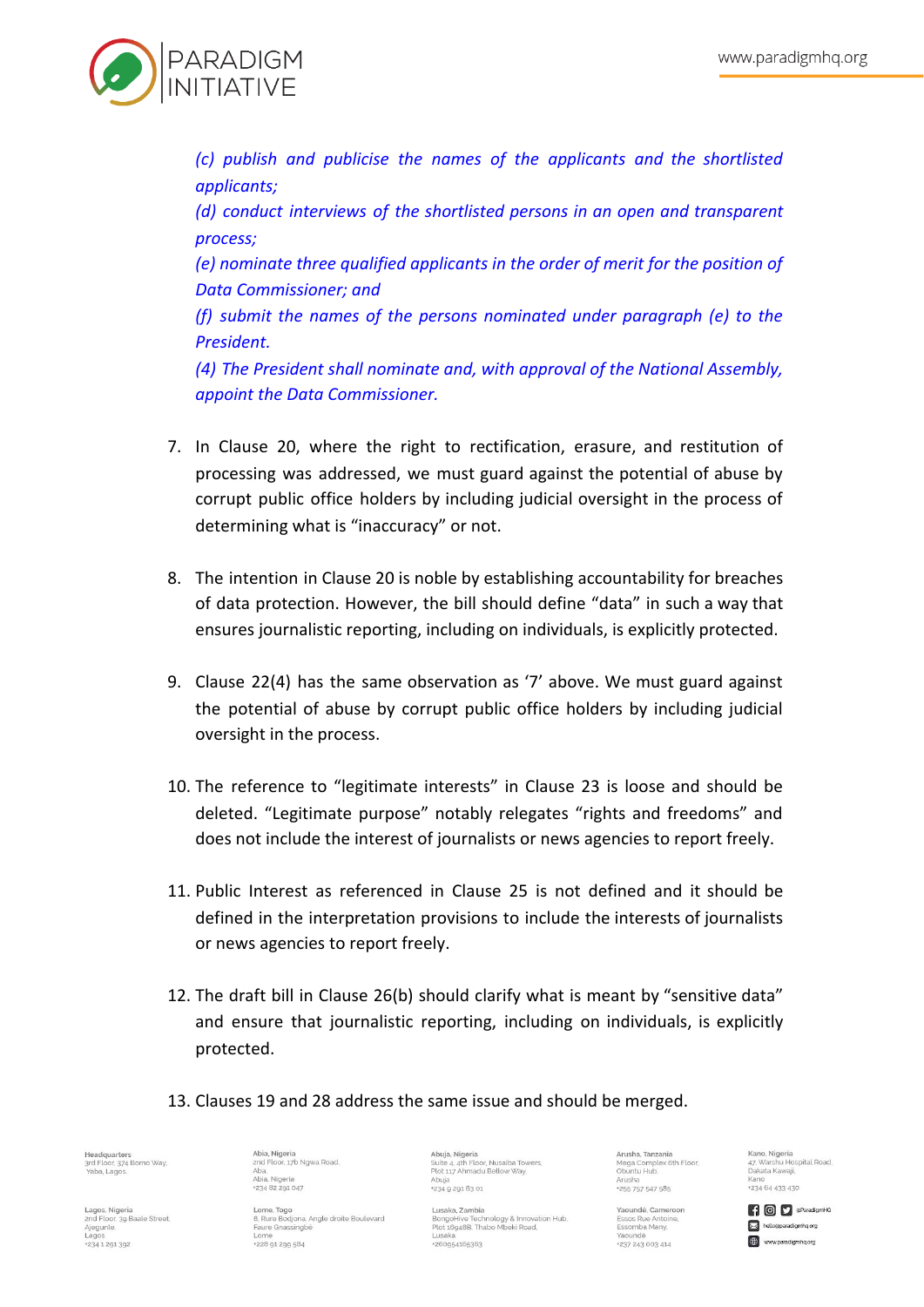*(c) publish and publicise the names of the applicants and the shortlisted applicants;*
*(d) conduct interviews of the shortlisted persons in an open and transparent process;*
*(e) nominate three qualified applicants in the order of merit for the position of Data Commissioner; and*
*(f) submit the names of the persons nominated under paragraph (e) to the President.*
*(4) The President shall nominate and, with approval of the National Assembly, appoint the Data Commissioner.*

7. In Clause 20, where the right to rectification, erasure, and restitution of processing was addressed, we must guard against the potential of abuse by corrupt public office holders by including judicial oversight in the process of determining what is "inaccuracy" or not.

8. The intention in Clause 20 is noble by establishing accountability for breaches of data protection. However, the bill should define "data" in such a way that ensures journalistic reporting, including on individuals, is explicitly protected.

9. Clause 22(4) has the same observation as '7' above. We must guard against the potential of abuse by corrupt public office holders by including judicial oversight in the process.

10. The reference to "legitimate interests" in Clause 23 is loose and should be deleted. "Legitimate purpose" notably relegates "rights and freedoms" and does not include the interest of journalists or news agencies to report freely.

11. Public Interest as referenced in Clause 25 is not defined and it should be defined in the interpretation provisions to include the interests of journalists or news agencies to report freely.

12. The draft bill in Clause 26(b) should clarify what is meant by "sensitive data" and ensure that journalistic reporting, including on individuals, is explicitly protected.

13. Clauses 19 and 28 address the same issue and should be merged.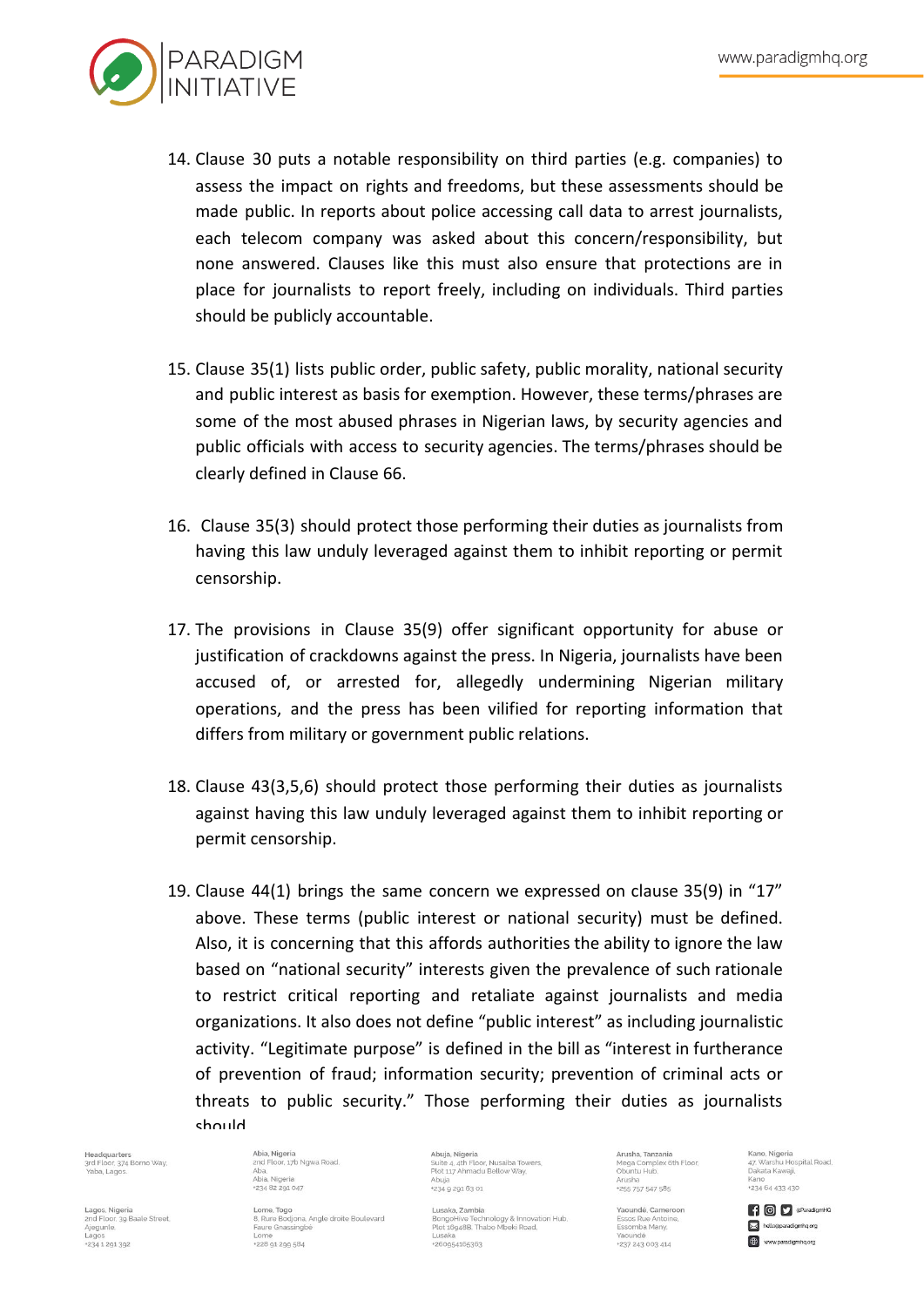14. Clause 30 puts a notable responsibility on third parties (e.g. companies) to assess the impact on rights and freedoms, but these assessments should be made public. In reports about police accessing call data to arrest journalists, each telecom company was asked about this concern/responsibility, but none answered. Clauses like this must also ensure that protections are in place for journalists to report freely, including on individuals. Third parties should be publicly accountable.

15. Clause 35(1) lists public order, public safety, public morality, national security and public interest as basis for exemption. However, these terms/phrases are some of the most abused phrases in Nigerian laws, by security agencies and public officials with access to security agencies. The terms/phrases should be clearly defined in Clause 66.

16. Clause 35(3) should protect those performing their duties as journalists from having this law unduly leveraged against them to inhibit reporting or permit censorship.

17. The provisions in Clause 35(9) offer significant opportunity for abuse or justification of crackdowns against the press. In Nigeria, journalists have been accused of, or arrested for, allegedly undermining Nigerian military operations, and the press has been vilified for reporting information that differs from military or government public relations.

18. Clause 43(3,5,6) should protect those performing their duties as journalists against having this law unduly leveraged against them to inhibit reporting or permit censorship.

19. Clause 44(1) brings the same concern we expressed on clause 35(9) in "17" above. These terms (public interest or national security) must be defined. Also, it is concerning that this affords authorities the ability to ignore the law based on "national security" interests given the prevalence of such rationale to restrict critical reporting and retaliate against journalists and media organizations. It also does not define "public interest" as including journalistic activity. "Legitimate purpose" is defined in the bill as "interest in furtherance of prevention of fraud; information security; prevention of criminal acts or threats to public security." Those performing their duties as journalists should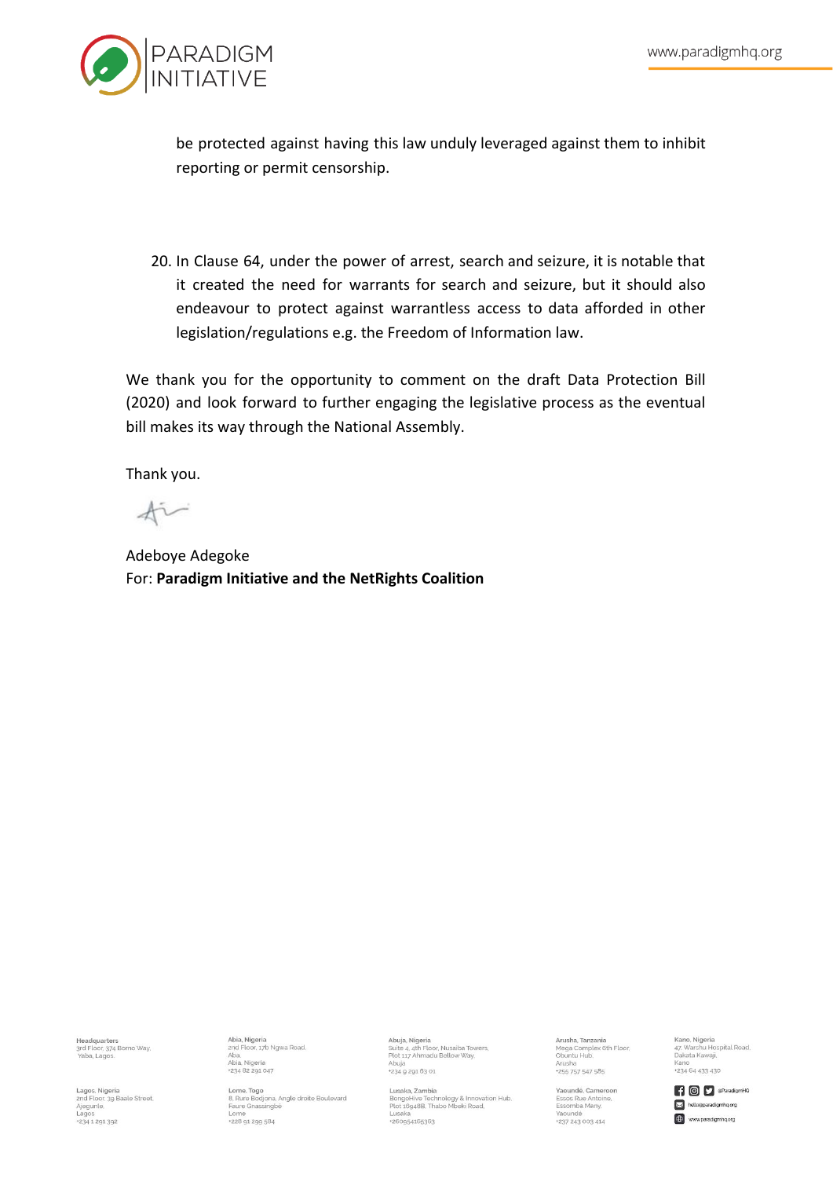be protected against having this law unduly leveraged against them to inhibit reporting or permit censorship.

20. In Clause 64, under the power of arrest, search and seizure, it is notable that it created the need for warrants for search and seizure, but it should also endeavour to protect against warrantless access to data afforded in other legislation/regulations e.g. the Freedom of Information law.

We thank you for the opportunity to comment on the draft Data Protection Bill (2020) and look forward to further engaging the legislative process as the eventual bill makes its way through the National Assembly.

Thank you.

Adeboye Adegoke
For: **Paradigm Initiative and the NetRights Coalition**